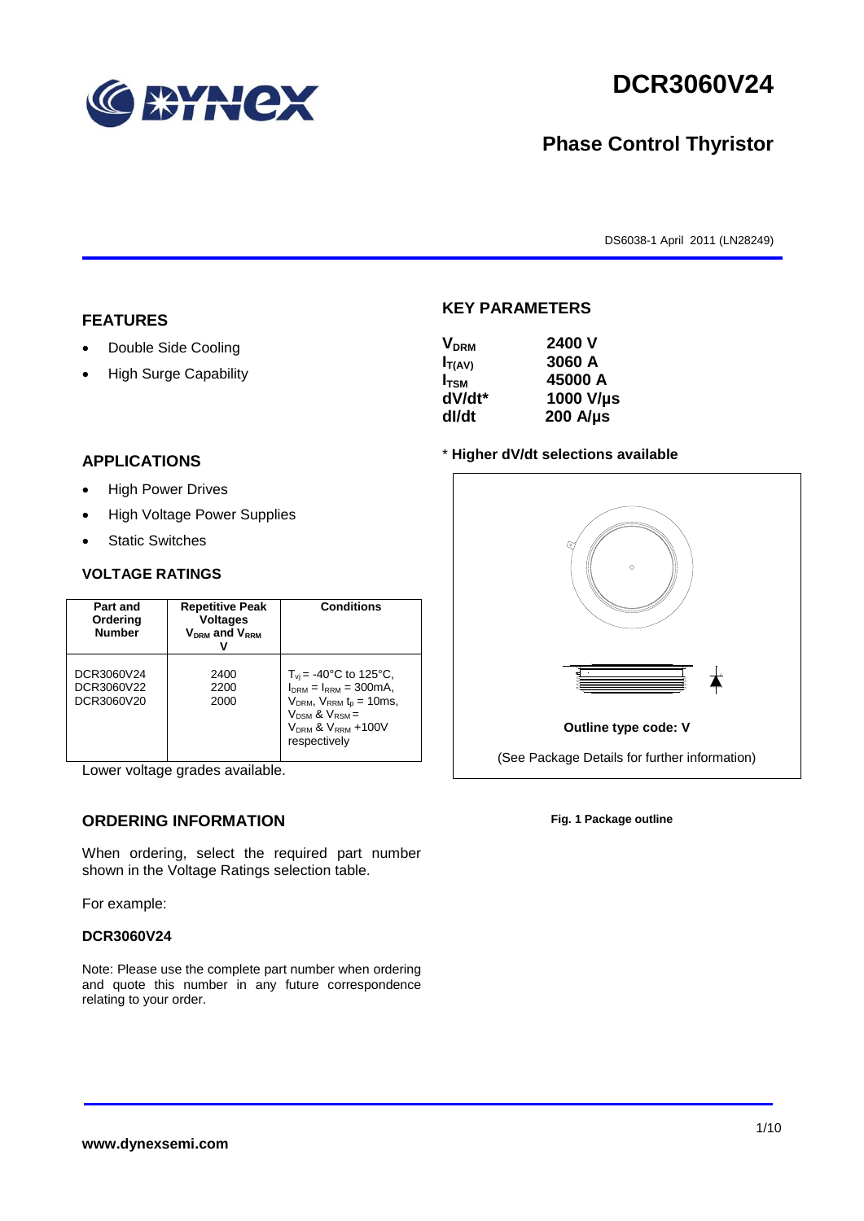# DCR3060V24

## Phase Control Thyristor

DS6038-1 April 2011 (LN28249)

## FEATURES

- Double Side Cooling
- High Surge Capability

## APPLICATIONS

- High Power Drives
- High Voltage Power Supplies
- Static Switches

## VOLTAGE RATINGS

| Part and Ordering Number | Repetitive Peak Voltages $V_{DRM}$ and $V_{RRM}$ V | Conditions |
|---|---|---|
| DCR3060V24<br>DCR3060V22<br>DCR3060V20 | 2400<br>2200<br>2000 | $T_{vj}$ = -40°C to 125°C, $I_{DRM}$ = $I_{RRM}$ = 300mA, $V_{DRM}$, $V_{RRM}$ $t_p$ = 10ms, $V_{DSM}$ & $V_{RSM}$ = $V_{DRM}$ & $V_{RRM}$ +100V respectively |

Lower voltage grades available.

## ORDERING INFORMATION

When ordering, select the required part number shown in the Voltage Ratings selection table.

For example:

**DCR3060V24**

Note: Please use the complete part number when ordering and quote this number in any future correspondence relating to your order.

## KEY PARAMETERS

| | |
|---|---|
| $V_{DRM}$ | 2400 V |
| $I_{T(AV)}$ | 3060 A |
| $I_{TSM}$ | 45000 A |
| dV/dt* | 1000 V/µs |
| dI/dt | 200 A/µs |

\* Higher dV/dt selections available

Outline type code: V

(See Package Details for further information)

**Fig. 1 Package outline**

www.dynexsemi.com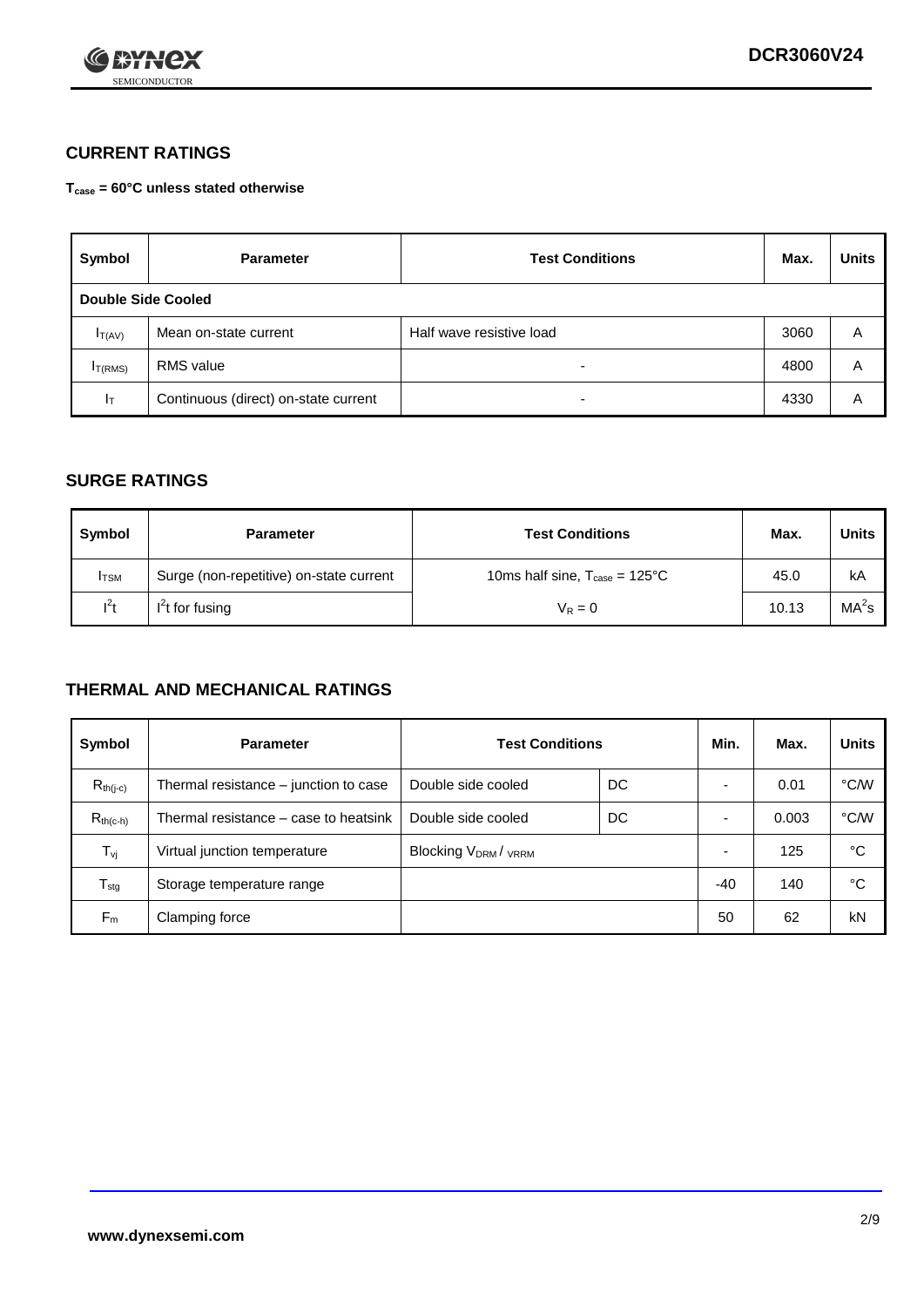## CURRENT RATINGS

**$T_{case}$ = 60°C unless stated otherwise**

| Symbol | Parameter | Test Conditions | Max. | Units |
|---|---|---|---|---|
| **Double Side Cooled** | | | | |
| $I_{T(AV)}$ | Mean on-state current | Half wave resistive load | 3060 | A |
| $I_{T(RMS)}$ | RMS value | - | 4800 | A |
| $I_T$ | Continuous (direct) on-state current | - | 4330 | A |

## SURGE RATINGS

| Symbol | Parameter | Test Conditions | Max. | Units |
|---|---|---|---|---|
| $I_{TSM}$ | Surge (non-repetitive) on-state current | 10ms half sine, $T_{case}$ = 125°C | 45.0 | kA |
| $I^2t$ | $I^2t$ for fusing | $V_R = 0$ | 10.13 | $MA^2s$ |

## THERMAL AND MECHANICAL RATINGS

| Symbol | Parameter | Test Conditions | | Min. | Max. | Units |
|---|---|---|---|---|---|---|
| $R_{th(j-c)}$ | Thermal resistance – junction to case | Double side cooled | DC | - | 0.01 | °C/W |
| $R_{th(c-h)}$ | Thermal resistance – case to heatsink | Double side cooled | DC | - | 0.003 | °C/W |
| $T_{vj}$ | Virtual junction temperature | Blocking $V_{DRM}$ / $_{VRRM}$ | | - | 125 | °C |
| $T_{stg}$ | Storage temperature range | | | -40 | 140 | °C |
| $F_m$ | Clamping force | | | 50 | 62 | kN |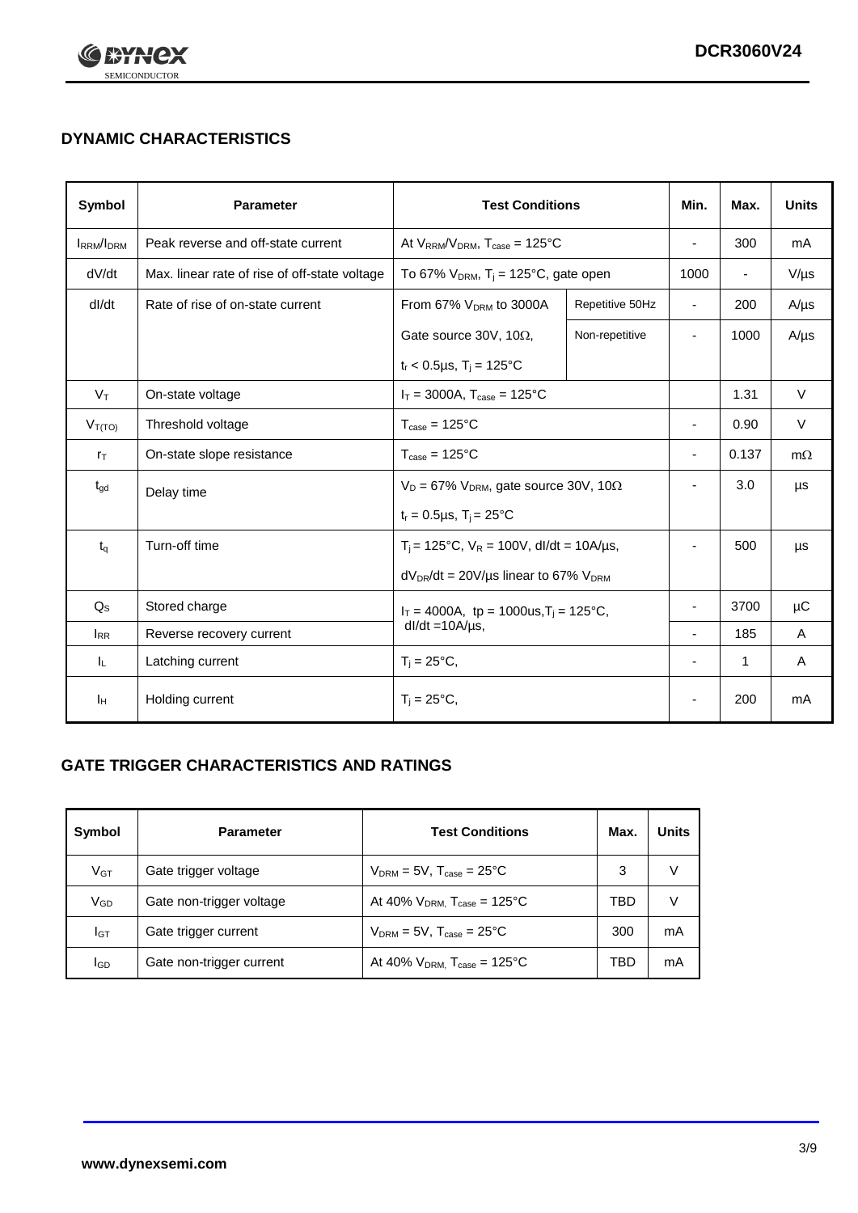## DYNAMIC CHARACTERISTICS

| Symbol | Parameter | Test Conditions | | Min. | Max. | Units |
|---|---|---|---|---|---|---|
| $I_{RRM}/I_{DRM}$ | Peak reverse and off-state current | At $V_{RRM}/V_{DRM}$, $T_{case}$ = 125°C | | - | 300 | mA |
| dV/dt | Max. linear rate of rise of off-state voltage | To 67% $V_{DRM}$, $T_j$ = 125°C, gate open | | 1000 | - | V/µs |
| dI/dt | Rate of rise of on-state current | From 67% $V_{DRM}$ to 3000A | Repetitive 50Hz | - | 200 | A/µs |
| | | Gate source 30V, 10Ω, $t_r$ < 0.5µs, $T_j$ = 125°C | Non-repetitive | - | 1000 | A/µs |
| $V_T$ | On-state voltage | $I_T$ = 3000A, $T_{case}$ = 125°C | | | 1.31 | V |
| $V_{T(TO)}$ | Threshold voltage | $T_{case}$ = 125°C | | - | 0.90 | V |
| $r_T$ | On-state slope resistance | $T_{case}$ = 125°C | | - | 0.137 | mΩ |
| $t_{gd}$ | Delay time | $V_D$ = 67% $V_{DRM}$, gate source 30V, 10Ω, $t_r$ = 0.5µs, $T_j$ = 25°C | | - | 3.0 | µs |
| $t_q$ | Turn-off time | $T_j$ = 125°C, $V_R$ = 100V, dI/dt = 10A/µs, $dV_{DR}/dt$ = 20V/µs linear to 67% $V_{DRM}$ | | - | 500 | µs |
| $Q_S$ | Stored charge | $I_T$ = 4000A, tp = 1000us, $T_j$ = 125°C, dI/dt =10A/µs, | | - | 3700 | µC |
| $I_{RR}$ | Reverse recovery current | | | - | 185 | A |
| $I_L$ | Latching current | $T_j$ = 25°C, | | - | 1 | A |
| $I_H$ | Holding current | $T_j$ = 25°C, | | - | 200 | mA |

## GATE TRIGGER CHARACTERISTICS AND RATINGS

| Symbol | Parameter | Test Conditions | Max. | Units |
|---|---|---|---|---|
| $V_{GT}$ | Gate trigger voltage | $V_{DRM}$ = 5V, $T_{case}$ = 25°C | 3 | V |
| $V_{GD}$ | Gate non-trigger voltage | At 40% $V_{DRM}$, $T_{case}$ = 125°C | TBD | V |
| $I_{GT}$ | Gate trigger current | $V_{DRM}$ = 5V, $T_{case}$ = 25°C | 300 | mA |
| $I_{GD}$ | Gate non-trigger current | At 40% $V_{DRM}$, $T_{case}$ = 125°C | TBD | mA |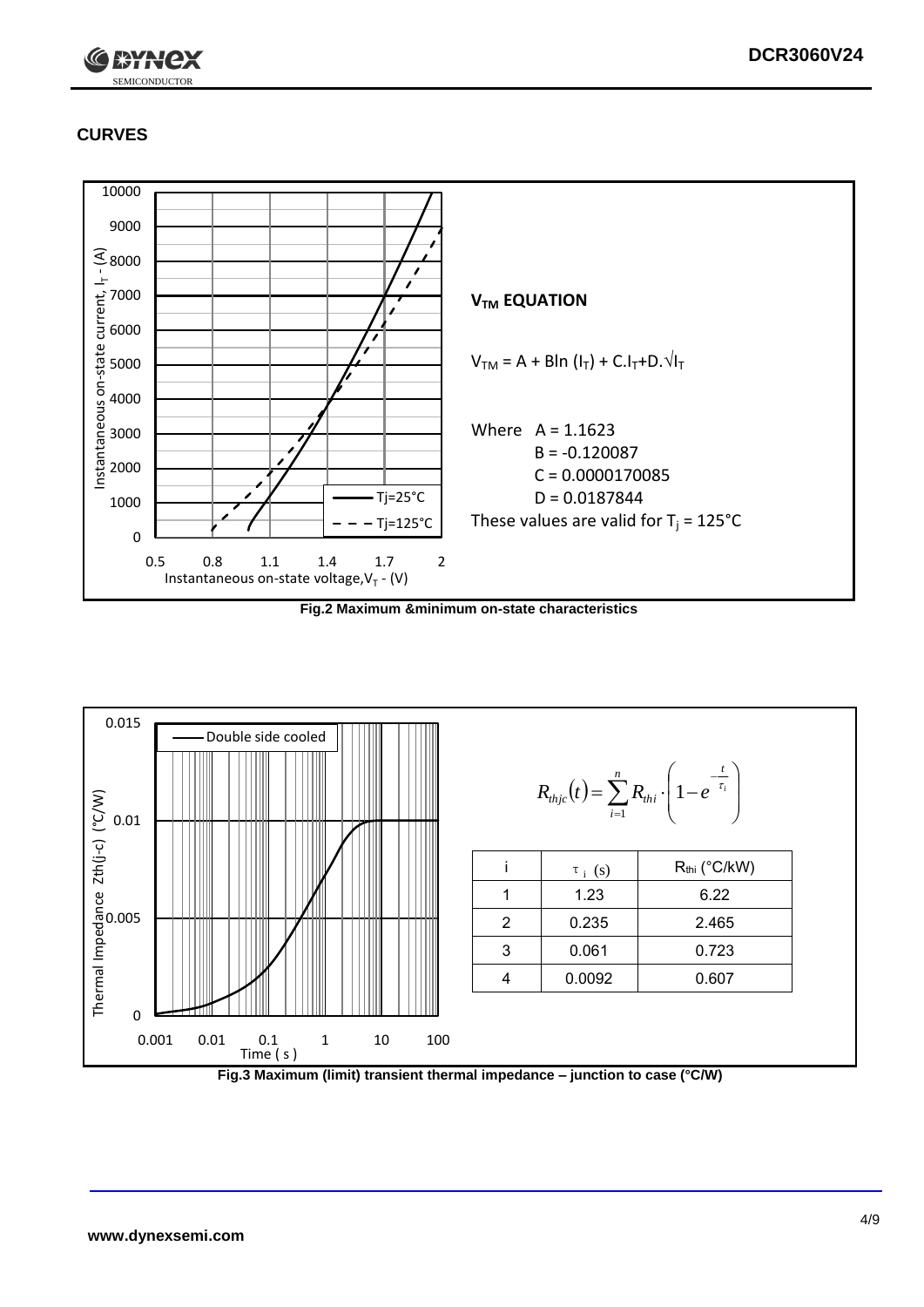## CURVES

$V_{TM}$ **EQUATION**

$$V_{TM} = A + B\ln(I_T) + C.I_T + D.\sqrt{I_T}$$

Where A = 1.1623
B = -0.120087
C = 0.0000170085
D = 0.0187844

These values are valid for $T_j$ = 125°C

**Fig.2 Maximum &minimum on-state characteristics**

$$R_{thjc}(t) = \sum_{i=1}^{n} R_{thi} \cdot \left(1 - e^{-\frac{t}{\tau_i}}\right)$$

| i | $\tau_i$ (s) | $R_{thi}$ (°C/kW) |
|---|---|---|
| 1 | 1.23 | 6.22 |
| 2 | 0.235 | 2.465 |
| 3 | 0.061 | 0.723 |
| 4 | 0.0092 | 0.607 |

**Fig.3 Maximum (limit) transient thermal impedance – junction to case (°C/W)**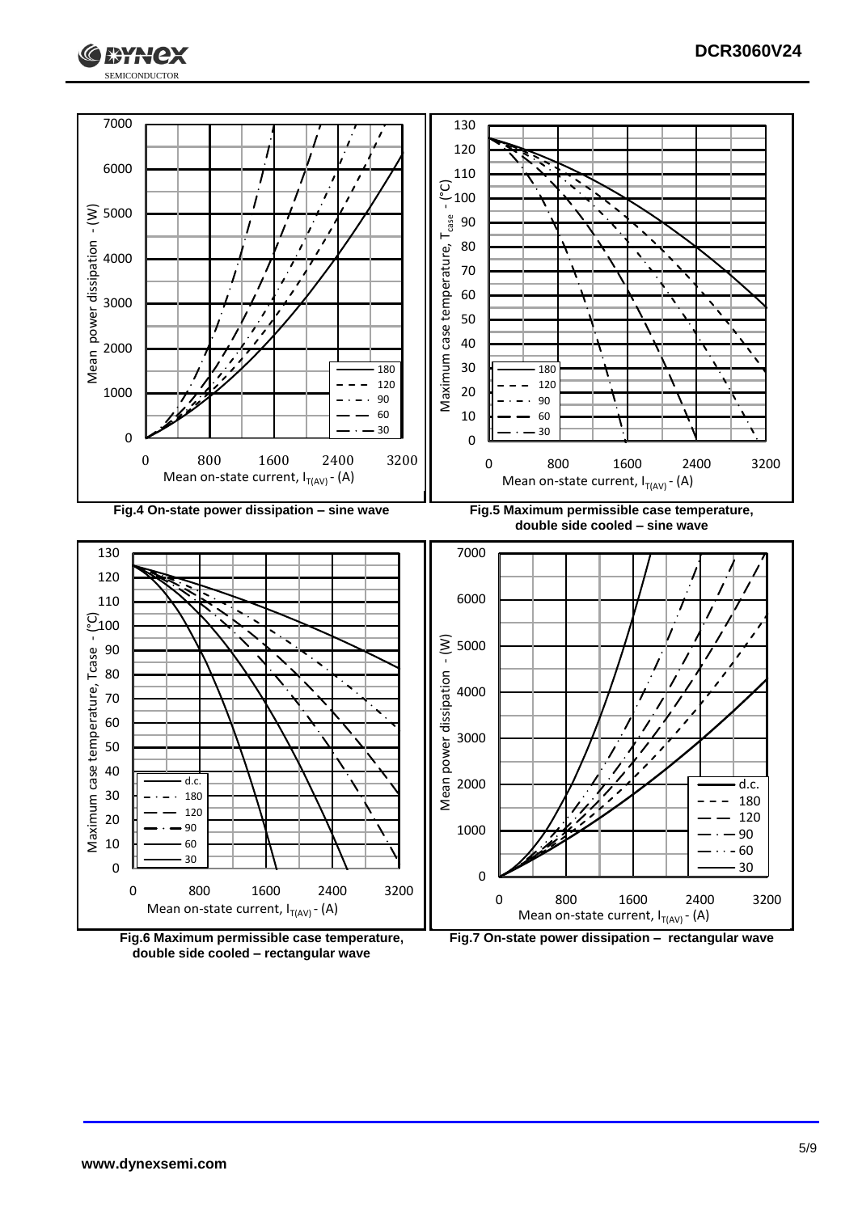Fig.4 On-state power dissipation – sine wave

Fig.5 Maximum permissible case temperature, double side cooled – sine wave

Fig.6 Maximum permissible case temperature, double side cooled – rectangular wave

Fig.7 On-state power dissipation – rectangular wave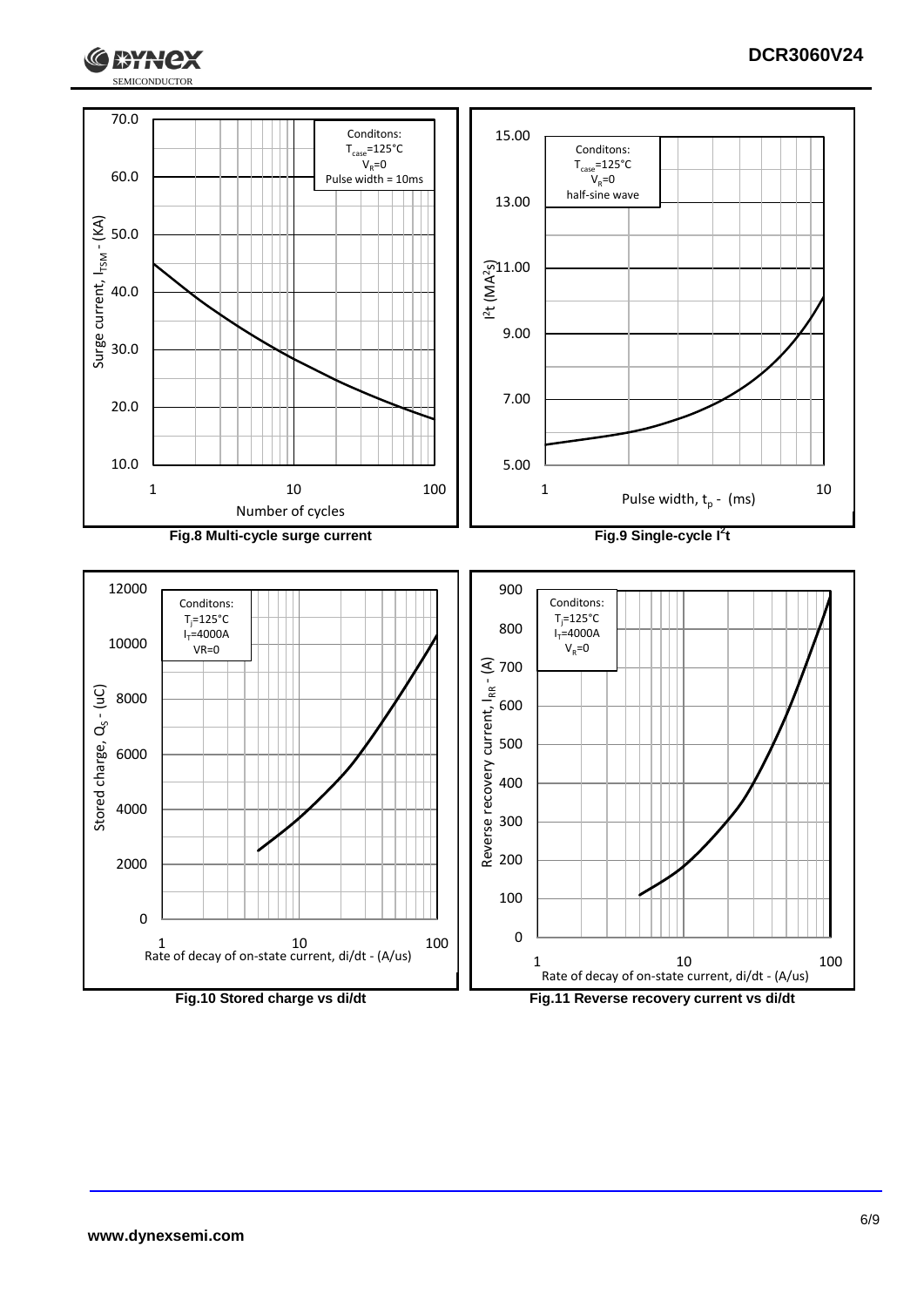Fig.8 Multi-cycle surge current

Fig.9 Single-cycle $I^2t$

Fig.10 Stored charge vs di/dt

Fig.11 Reverse recovery current vs di/dt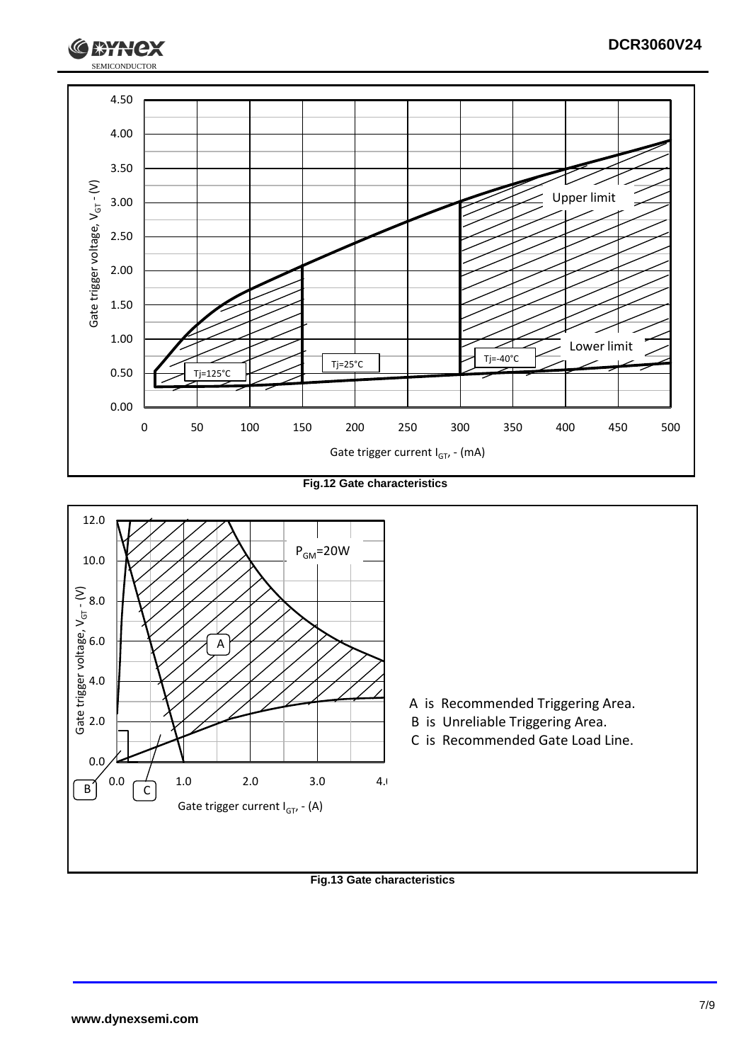Fig.12 Gate characteristics

A is Recommended Triggering Area.
B is Unreliable Triggering Area.
C is Recommended Gate Load Line.

Fig.13 Gate characteristics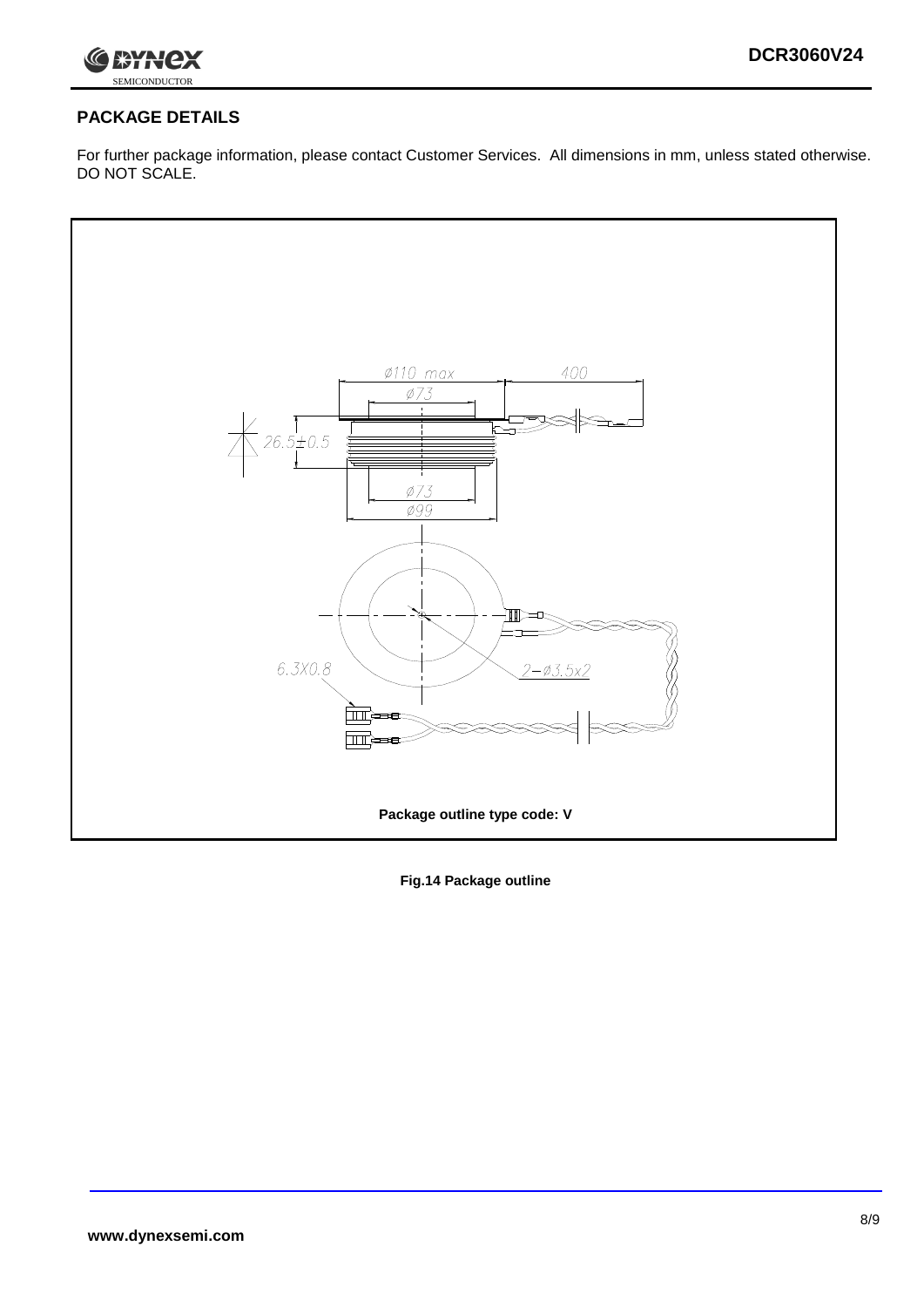## PACKAGE DETAILS

For further package information, please contact Customer Services. All dimensions in mm, unless stated otherwise. DO NOT SCALE.

Package outline type code: V

**Fig.14 Package outline**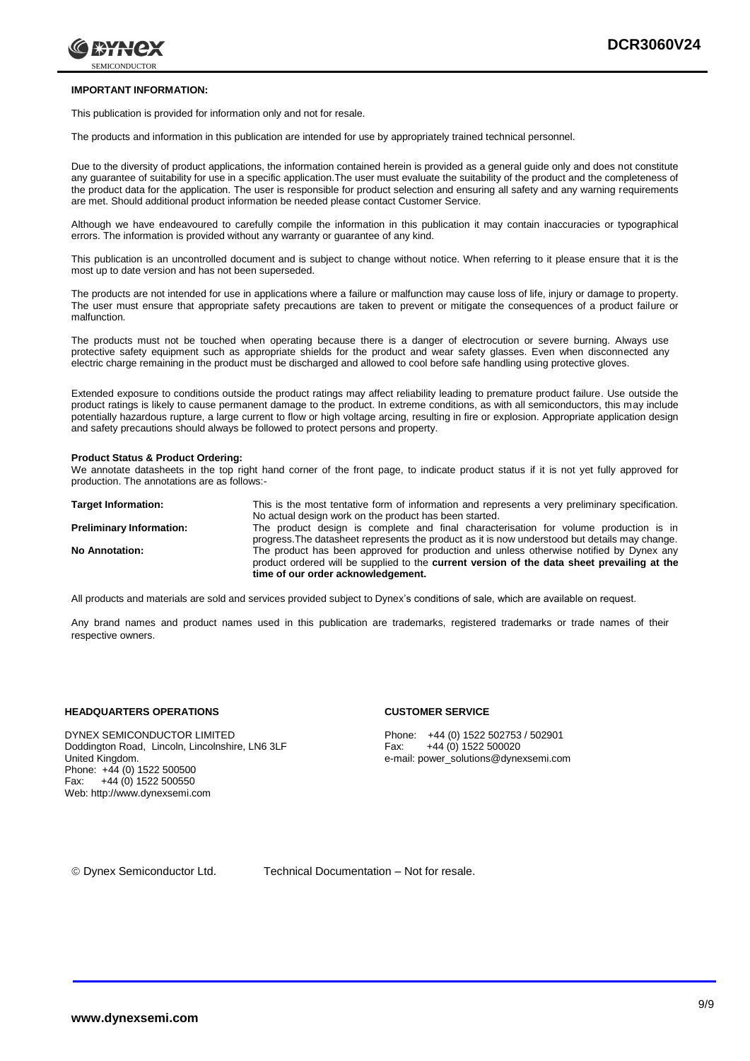**IMPORTANT INFORMATION:**

This publication is provided for information only and not for resale.

The products and information in this publication are intended for use by appropriately trained technical personnel.

Due to the diversity of product applications, the information contained herein is provided as a general guide only and does not constitute any guarantee of suitability for use in a specific application.The user must evaluate the suitability of the product and the completeness of the product data for the application. The user is responsible for product selection and ensuring all safety and any warning requirements are met. Should additional product information be needed please contact Customer Service.

Although we have endeavoured to carefully compile the information in this publication it may contain inaccuracies or typographical errors. The information is provided without any warranty or guarantee of any kind.

This publication is an uncontrolled document and is subject to change without notice. When referring to it please ensure that it is the most up to date version and has not been superseded.

The products are not intended for use in applications where a failure or malfunction may cause loss of life, injury or damage to property. The user must ensure that appropriate safety precautions are taken to prevent or mitigate the consequences of a product failure or malfunction.

The products must not be touched when operating because there is a danger of electrocution or severe burning. Always use protective safety equipment such as appropriate shields for the product and wear safety glasses. Even when disconnected any electric charge remaining in the product must be discharged and allowed to cool before safe handling using protective gloves.

Extended exposure to conditions outside the product ratings may affect reliability leading to premature product failure. Use outside the product ratings is likely to cause permanent damage to the product. In extreme conditions, as with all semiconductors, this may include potentially hazardous rupture, a large current to flow or high voltage arcing, resulting in fire or explosion. Appropriate application design and safety precautions should always be followed to protect persons and property.

**Product Status & Product Ordering:**

We annotate datasheets in the top right hand corner of the front page, to indicate product status if it is not yet fully approved for production. The annotations are as follows:-

| | |
|---|---|
| **Target Information:** | This is the most tentative form of information and represents a very preliminary specification. No actual design work on the product has been started. |
| **Preliminary Information:** | The product design is complete and final characterisation for volume production is in progress.The datasheet represents the product as it is now understood but details may change. |
| **No Annotation:** | The product has been approved for production and unless otherwise notified by Dynex any product ordered will be supplied to the **current version of the data sheet prevailing at the time of our order acknowledgement.** |

All products and materials are sold and services provided subject to Dynex's conditions of sale, which are available on request.

Any brand names and product names used in this publication are trademarks, registered trademarks or trade names of their respective owners.

**HEADQUARTERS OPERATIONS**

DYNEX SEMICONDUCTOR LIMITED
Doddington Road, Lincoln, Lincolnshire, LN6 3LF
United Kingdom.
Phone: +44 (0) 1522 500500
Fax: +44 (0) 1522 500550
Web: http://www.dynexsemi.com

**CUSTOMER SERVICE**

Phone: +44 (0) 1522 502753 / 502901
Fax: +44 (0) 1522 500020
e-mail: power_solutions@dynexsemi.com

© Dynex Semiconductor Ltd. Technical Documentation – Not for resale.